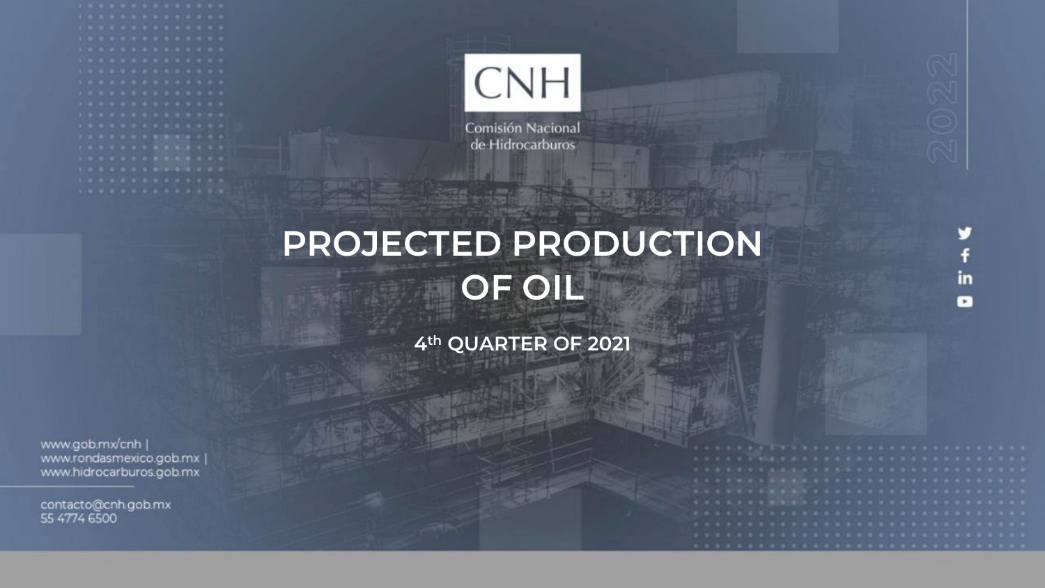CNH

Comisión Nacional de Hidrocarburos

2022

# PROJECTED PRODUCTION OF OIL

## 4th QUARTER OF 2021

www.gob.mx/cnh | www.rondasmexico.gob.mx | www.hidrocarburos.gob.mx

contacto@cnh.gob.mx
55 4774 6500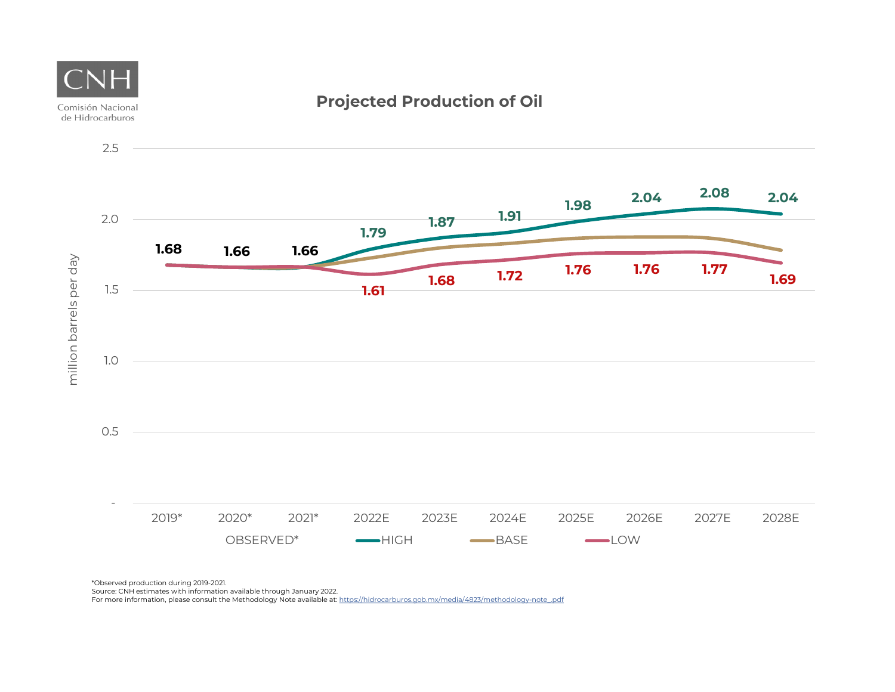CNH

Comisión Nacional de Hidrocarburos

## Projected Production of Oil

million barrels per day

| Year | Observed* | High | Low |
|---|---|---|---|
| 2019* | 1.68 | | |
| 2020* | 1.66 | | |
| 2021* | 1.66 | | |
| 2022E | | 1.79 | 1.61 |
| 2023E | | 1.87 | 1.68 |
| 2024E | | 1.91 | 1.72 |
| 2025E | | 1.98 | 1.76 |
| 2026E | | 2.04 | 1.76 |
| 2027E | | 2.08 | 1.77 |
| 2028E | | 2.04 | 1.69 |

OBSERVED* — HIGH — BASE — LOW

*Observed production during 2019-2021.
Source: CNH estimates with information available through January 2022.
For more information, please consult the Methodology Note available at: https://hidrocarburos.gob.mx/media/4823/methodology-note_.pdf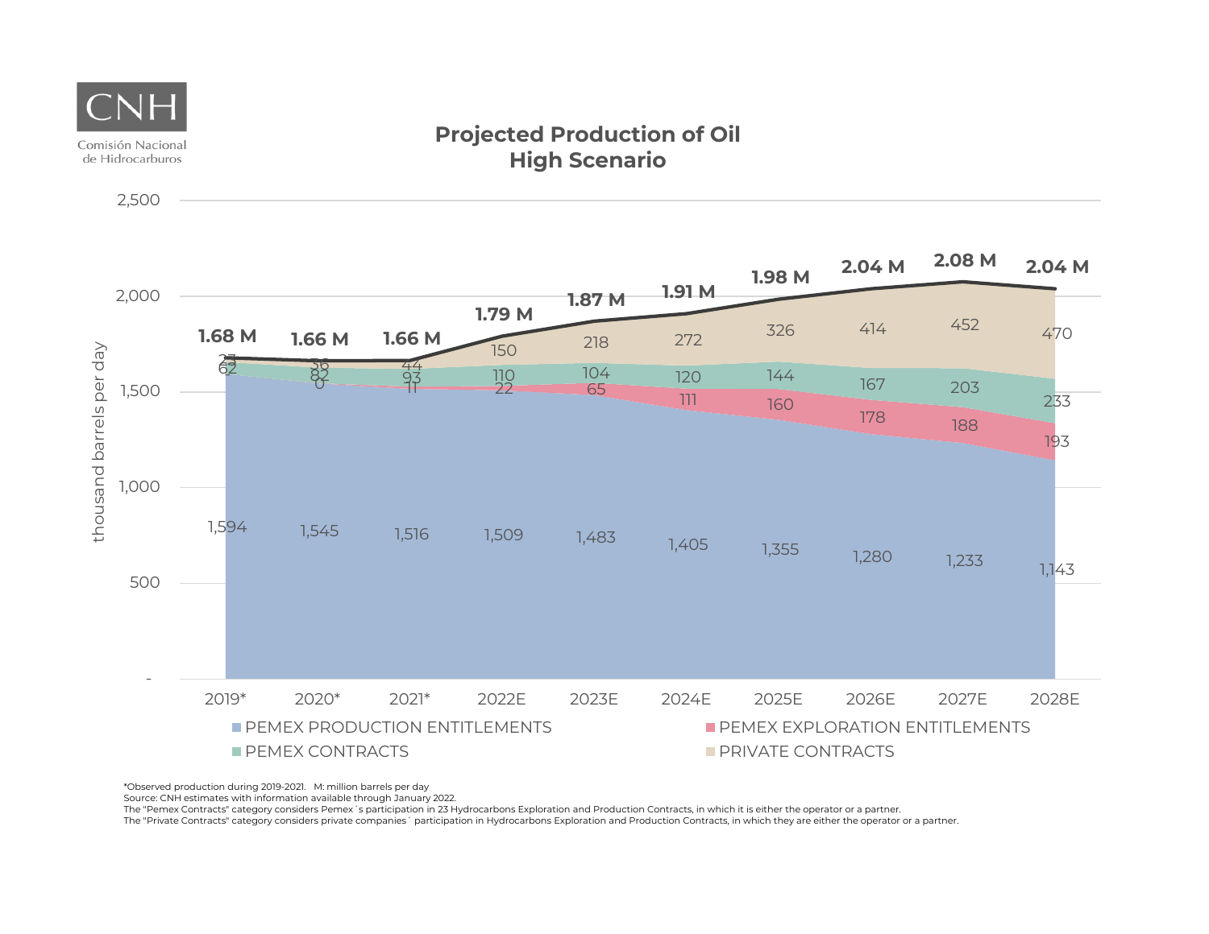CNH

Comisión Nacional de Hidrocarburos

## Projected Production of Oil
## High Scenario

thousand barrels per day

| Year | PEMEX PRODUCTION ENTITLEMENTS | PEMEX EXPLORATION ENTITLEMENTS | PEMEX CONTRACTS | PRIVATE CONTRACTS | Total |
|---|---|---|---|---|---|
| 2019* | 1,594 | | 62 | 27 | 1.68 M |
| 2020* | 1,545 | 0 | 82 | 36 | 1.66 M |
| 2021* | 1,516 | 11 | 93 | 44 | 1.66 M |
| 2022E | 1,509 | 22 | 110 | 150 | 1.79 M |
| 2023E | 1,483 | 65 | 104 | 218 | 1.87 M |
| 2024E | 1,405 | 111 | 120 | 272 | 1.91 M |
| 2025E | 1,355 | 160 | 144 | 326 | 1.98 M |
| 2026E | 1,280 | 178 | 167 | 414 | 2.04 M |
| 2027E | 1,233 | 188 | 203 | 452 | 2.08 M |
| 2028E | 1,143 | 193 | 233 | 470 | 2.04 M |

*Observed production during 2019-2021. M: million barrels per day
Source: CNH estimates with information available through January 2022.
The "Pemex Contracts" category considers Pemex´s participation in 23 Hydrocarbons Exploration and Production Contracts, in which it is either the operator or a partner.
The "Private Contracts" category considers private companies´ participation in Hydrocarbons Exploration and Production Contracts, in which they are either the operator or a partner.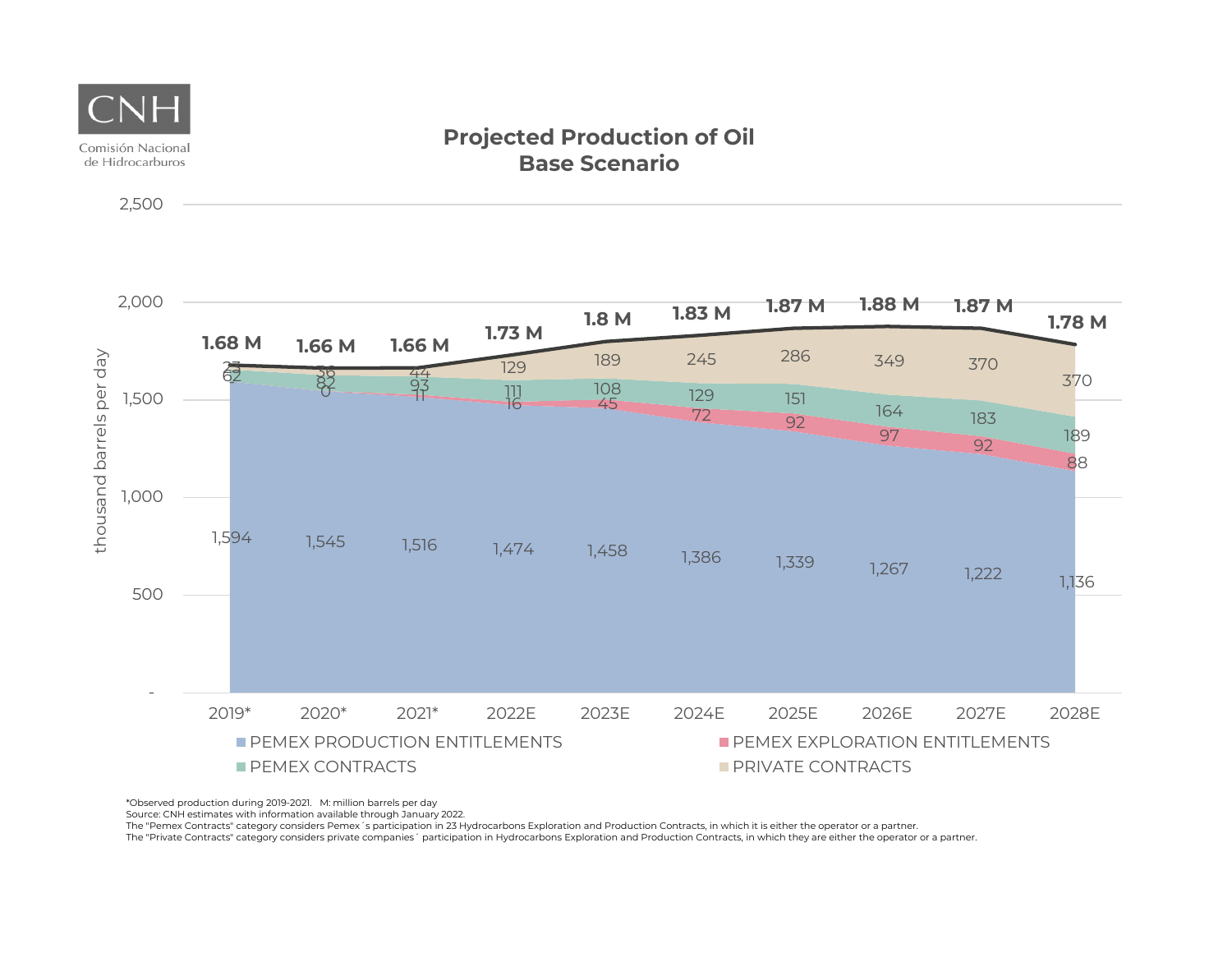**CNH**
Comisión Nacional de Hidrocarburos

## Projected Production of Oil
## Base Scenario

thousand barrels per day

| | 2019* | 2020* | 2021* | 2022E | 2023E | 2024E | 2025E | 2026E | 2027E | 2028E |
|---|---|---|---|---|---|---|---|---|---|---|
| PEMEX PRODUCTION ENTITLEMENTS | 1,594 | 1,545 | 1,516 | 1,474 | 1,458 | 1,386 | 1,339 | 1,267 | 1,222 | 1,136 |
| PEMEX EXPLORATION ENTITLEMENTS | | 0 | 11 | 16 | 45 | 72 | 92 | 97 | 92 | 88 |
| PEMEX CONTRACTS | 62 | 82 | 93 | 111 | 108 | 129 | 151 | 164 | 183 | 189 |
| PRIVATE CONTRACTS | 23 | 36 | 44 | 129 | 189 | 245 | 286 | 349 | 370 | 370 |
| Total | 1.68 M | 1.66 M | 1.66 M | 1.73 M | 1.8 M | 1.83 M | 1.87 M | 1.88 M | 1.87 M | 1.78 M |

*Observed production during 2019-2021. M: million barrels per day
Source: CNH estimates with information available through January 2022.
The "Pemex Contracts" category considers Pemex´s participation in 23 Hydrocarbons Exploration and Production Contracts, in which it is either the operator or a partner.
The "Private Contracts" category considers private companies´ participation in Hydrocarbons Exploration and Production Contracts, in which they are either the operator or a partner.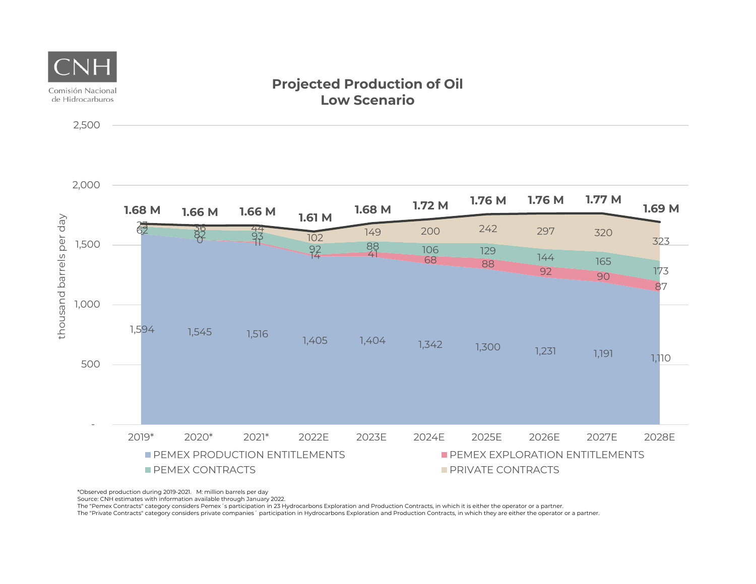CNH

Comisión Nacional de Hidrocarburos

## Projected Production of Oil
## Low Scenario

thousand barrels per day

| | 2019* | 2020* | 2021* | 2022E | 2023E | 2024E | 2025E | 2026E | 2027E | 2028E |
|---|---|---|---|---|---|---|---|---|---|---|
| Total | 1.68 M | 1.66 M | 1.66 M | 1.61 M | 1.68 M | 1.72 M | 1.76 M | 1.76 M | 1.77 M | 1.69 M |
| PRIVATE CONTRACTS | 27 | 36 | 44 | 102 | 149 | 200 | 242 | 297 | 320 | 323 |
| PEMEX CONTRACTS | 62 | 82 | 93 | 92 | 88 | 106 | 129 | 144 | 165 | 173 |
| PEMEX EXPLORATION ENTITLEMENTS | | 0 | 11 | 14 | 41 | 68 | 88 | 92 | 90 | 87 |
| PEMEX PRODUCTION ENTITLEMENTS | 1,594 | 1,545 | 1,516 | 1,405 | 1,404 | 1,342 | 1,300 | 1,231 | 1,191 | 1,110 |

*Observed production during 2019-2021. M: million barrels per day

Source: CNH estimates with information available through January 2022.

The "Pemex Contracts" category considers Pemex´s participation in 23 Hydrocarbons Exploration and Production Contracts, in which it is either the operator or a partner.

The "Private Contracts" category considers private companies´ participation in Hydrocarbons Exploration and Production Contracts, in which they are either the operator or a partner.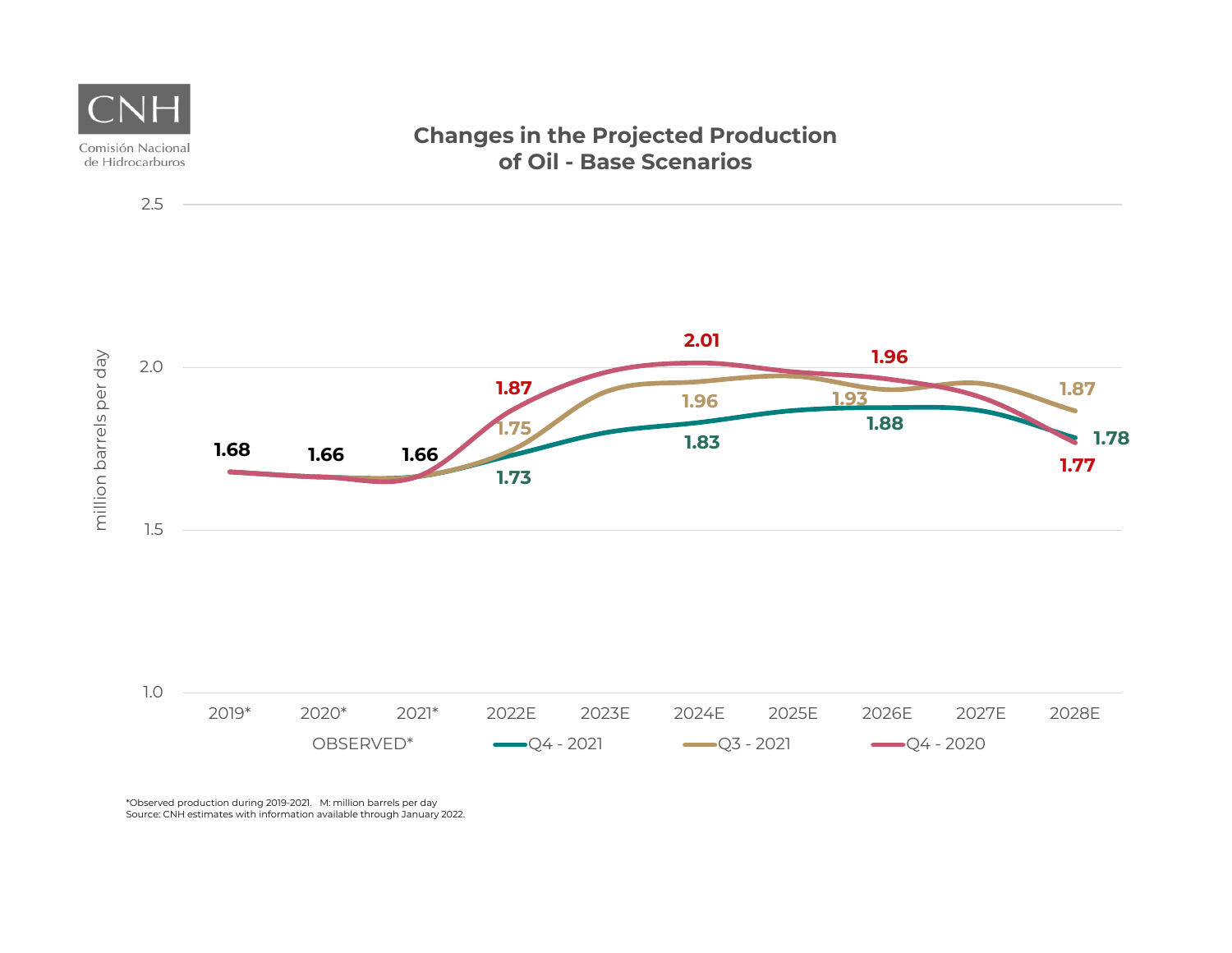CNH

Comisión Nacional de Hidrocarburos

## Changes in the Projected Production of Oil - Base Scenarios

million barrels per day

| Year | OBSERVED* | Q4 - 2021 | Q3 - 2021 | Q4 - 2020 |
|---|---|---|---|---|
| 2019* | 1.68 | | | |
| 2020* | 1.66 | | | |
| 2021* | 1.66 | | | |
| 2022E | | 1.73 | 1.75 | 1.87 |
| 2024E | | 1.83 | 1.96 | 2.01 |
| 2026E | | 1.88 | 1.93 | 1.96 |
| 2028E | | 1.78 | 1.87 | 1.77 |

*Observed production during 2019-2021. M: million barrels per day
Source: CNH estimates with information available through January 2022.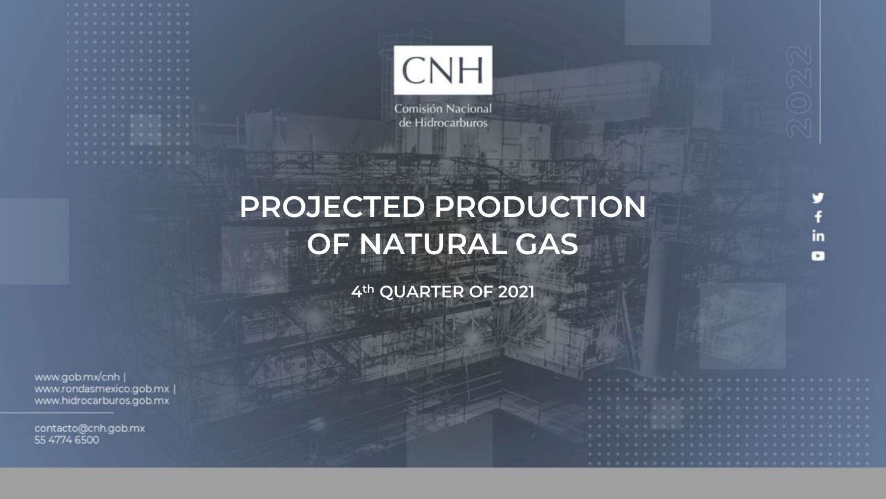CNH

Comisión Nacional de Hidrocarburos

2022

# PROJECTED PRODUCTION OF NATURAL GAS

## 4th QUARTER OF 2021

www.gob.mx/cnh | www.rondasmexico.gob.mx | www.hidrocarburos.gob.mx

contacto@cnh.gob.mx
55 4774 6500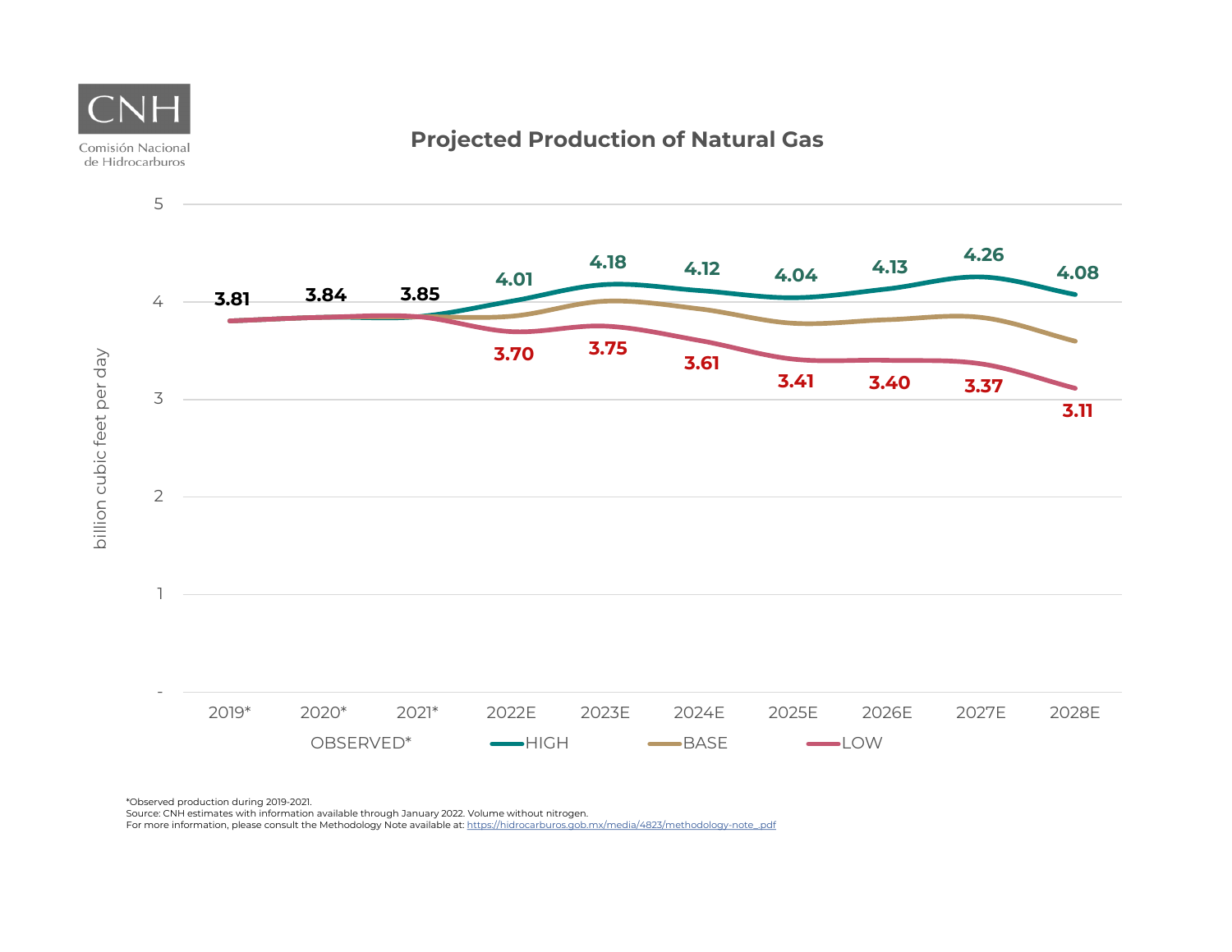CNH

Comisión Nacional de Hidrocarburos

## Projected Production of Natural Gas

billion cubic feet per day

| | 2019* | 2020* | 2021* | 2022E | 2023E | 2024E | 2025E | 2026E | 2027E | 2028E |
|---|---|---|---|---|---|---|---|---|---|---|
| OBSERVED* | 3.81 | 3.84 | 3.85 | | | | | | | |
| HIGH | | | | 4.01 | 4.18 | 4.12 | 4.04 | 4.13 | 4.26 | 4.08 |
| LOW | | | | 3.70 | 3.75 | 3.61 | 3.41 | 3.40 | 3.37 | 3.11 |

*Observed production during 2019-2021.
Source: CNH estimates with information available through January 2022. Volume without nitrogen.
For more information, please consult the Methodology Note available at: https://hidrocarburos.gob.mx/media/4823/methodology-note_.pdf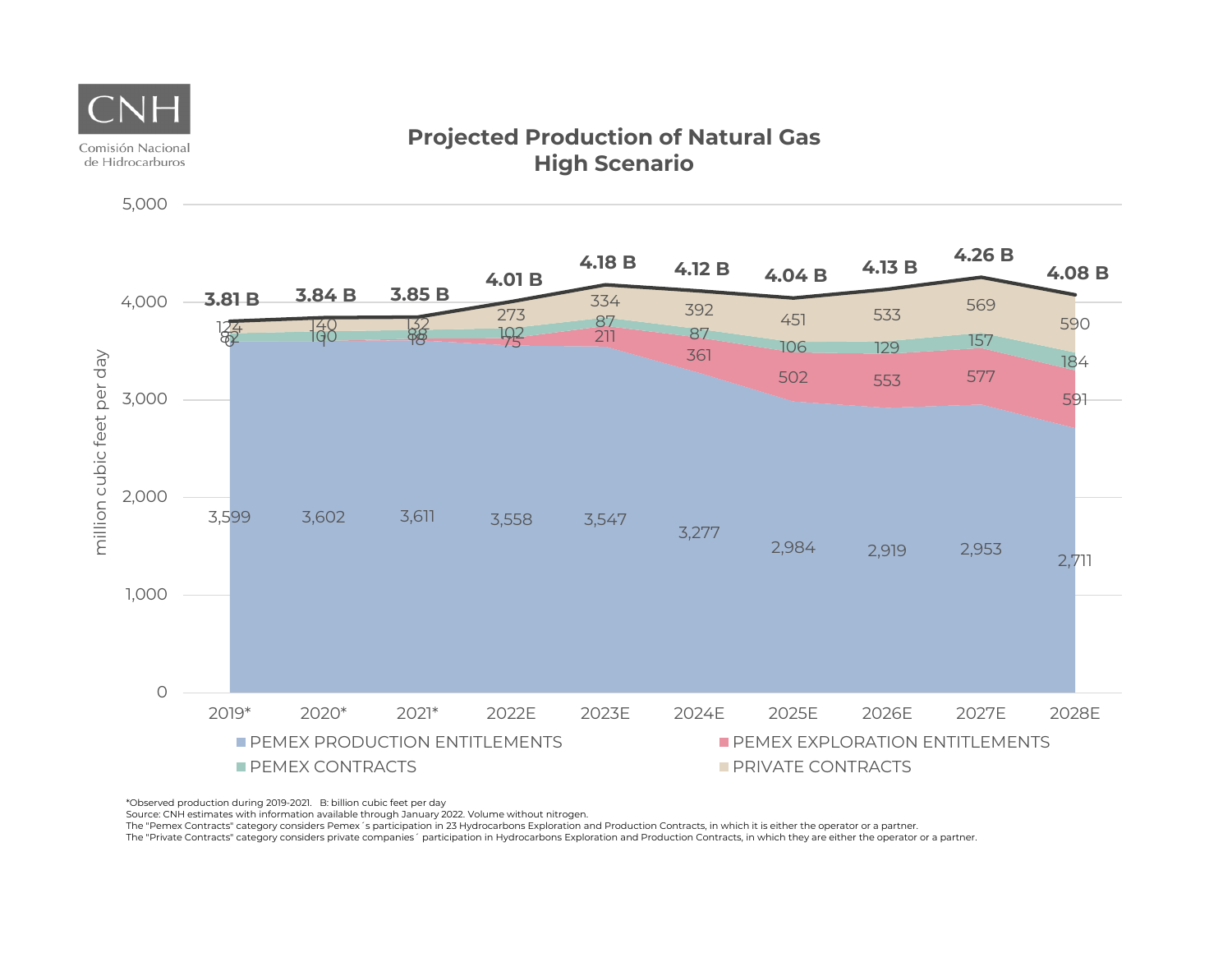CNH

Comisión Nacional de Hidrocarburos

## Projected Production of Natural Gas
## High Scenario

million cubic feet per day

| | 2019* | 2020* | 2021* | 2022E | 2023E | 2024E | 2025E | 2026E | 2027E | 2028E |
|---|---|---|---|---|---|---|---|---|---|---|
| PEMEX PRODUCTION ENTITLEMENTS | 3,599 | 3,602 | 3,611 | 3,558 | 3,547 | 3,277 | 2,984 | 2,919 | 2,953 | 2,711 |
| PEMEX EXPLORATION ENTITLEMENTS | 0 | 1 | 18 | 75 | 211 | 361 | 502 | 553 | 577 | 591 |
| PEMEX CONTRACTS | 82 | 100 | 88 | 102 | 87 | 87 | 106 | 129 | 157 | 184 |
| PRIVATE CONTRACTS | 124 | 140 | 132 | 273 | 334 | 392 | 451 | 533 | 569 | 590 |
| Total | 3.81 B | 3.84 B | 3.85 B | 4.01 B | 4.18 B | 4.12 B | 4.04 B | 4.13 B | 4.26 B | 4.08 B |

*Observed production during 2019-2021. B: billion cubic feet per day

Source: CNH estimates with information available through January 2022. Volume without nitrogen.

The "Pemex Contracts" category considers Pemex´s participation in 23 Hydrocarbons Exploration and Production Contracts, in which it is either the operator or a partner.

The "Private Contracts" category considers private companies´ participation in Hydrocarbons Exploration and Production Contracts, in which they are either the operator or a partner.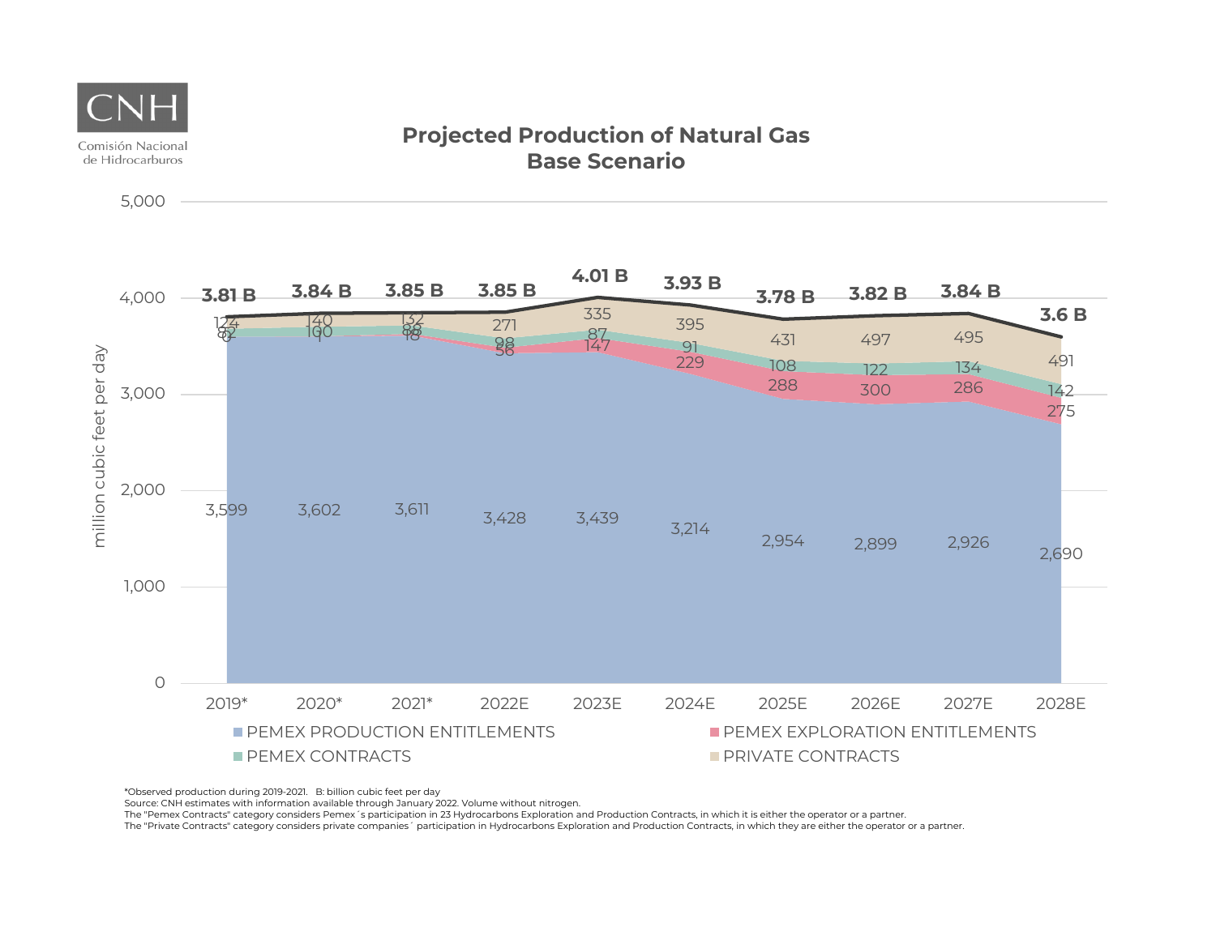CNH
Comisión Nacional de Hidrocarburos

## Projected Production of Natural Gas
## Base Scenario

million cubic feet per day

| | 2019* | 2020* | 2021* | 2022E | 2023E | 2024E | 2025E | 2026E | 2027E | 2028E |
|---|---|---|---|---|---|---|---|---|---|---|
| PEMEX PRODUCTION ENTITLEMENTS | 3,599 | 3,602 | 3,611 | 3,428 | 3,439 | 3,214 | 2,954 | 2,899 | 2,926 | 2,690 |
| PEMEX EXPLORATION ENTITLEMENTS | 0 | 1 | 18 | 56 | 147 | 229 | 288 | 300 | 286 | 275 |
| PEMEX CONTRACTS | 82 | 100 | 88 | 98 | 87 | 91 | 108 | 122 | 134 | 142 |
| PRIVATE CONTRACTS | 124 | 140 | 132 | 271 | 335 | 395 | 431 | 497 | 495 | 491 |
| Total | 3.81 B | 3.84 B | 3.85 B | 3.85 B | 4.01 B | 3.93 B | 3.78 B | 3.82 B | 3.84 B | 3.6 B |

*Observed production during 2019-2021. B: billion cubic feet per day

Source: CNH estimates with information available through January 2022. Volume without nitrogen.

The "Pemex Contracts" category considers Pemex´s participation in 23 Hydrocarbons Exploration and Production Contracts, in which it is either the operator or a partner.

The "Private Contracts" category considers private companies´ participation in Hydrocarbons Exploration and Production Contracts, in which they are either the operator or a partner.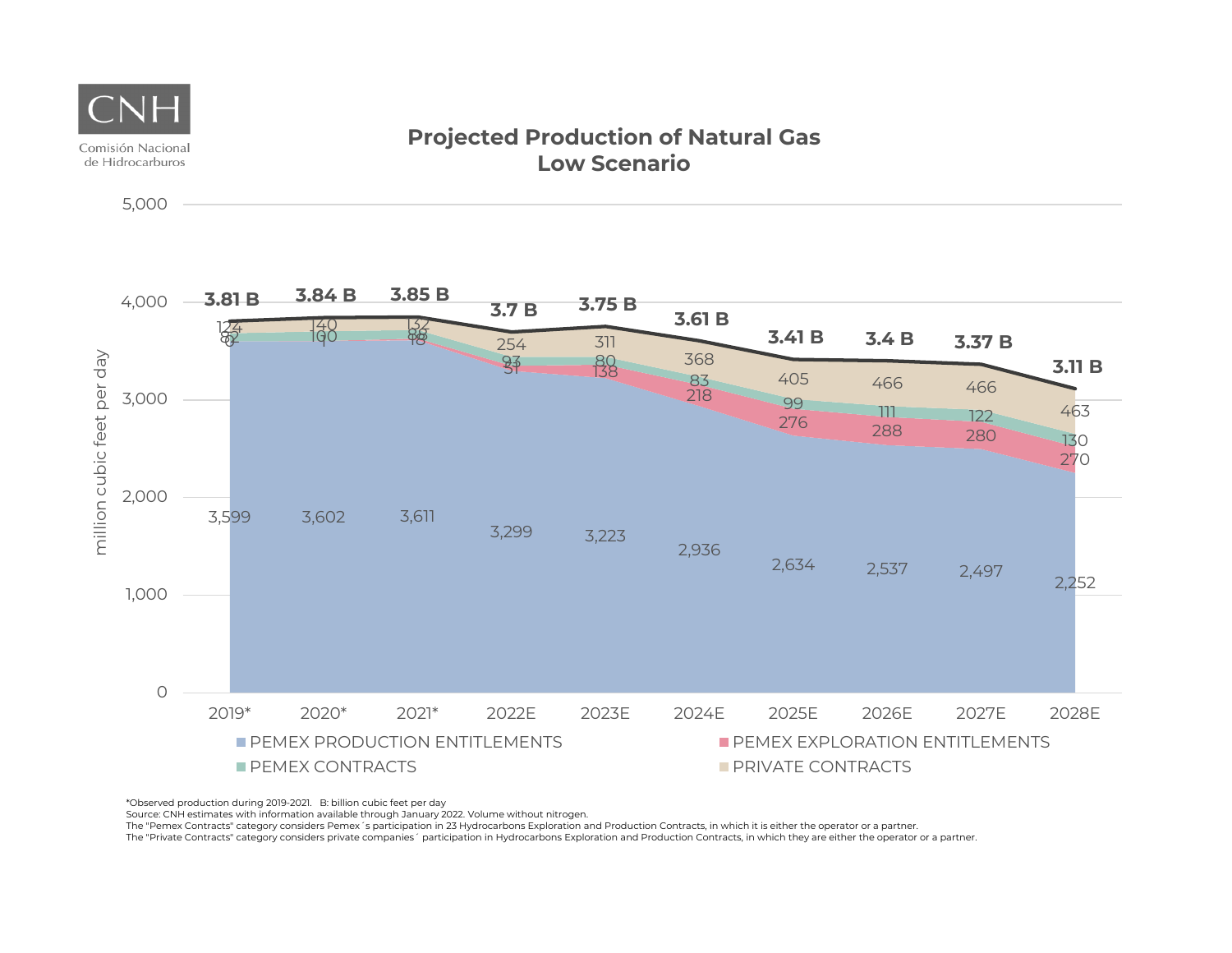CNH

Comisión Nacional de Hidrocarburos

## Projected Production of Natural Gas
## Low Scenario

million cubic feet per day

| Year | PEMEX PRODUCTION ENTITLEMENTS | PEMEX EXPLORATION ENTITLEMENTS | PEMEX CONTRACTS | PRIVATE CONTRACTS | Total |
|---|---|---|---|---|---|
| 2019* | 3,599 | 0 | 82 | 124 | 3.81 B |
| 2020* | 3,602 | 1 | 100 | 140 | 3.84 B |
| 2021* | 3,611 | 18 | 88 | 132 | 3.85 B |
| 2022E | 3,299 | 51 | 93 | 254 | 3.7 B |
| 2023E | 3,223 | 138 | 80 | 311 | 3.75 B |
| 2024E | 2,936 | 218 | 83 | 368 | 3.61 B |
| 2025E | 2,634 | 276 | 99 | 405 | 3.41 B |
| 2026E | 2,537 | 288 | 111 | 466 | 3.4 B |
| 2027E | 2,497 | 280 | 122 | 466 | 3.37 B |
| 2028E | 2,252 | 270 | 130 | 463 | 3.11 B |

*Observed production during 2019-2021. B: billion cubic feet per day

Source: CNH estimates with information available through January 2022. Volume without nitrogen.

The "Pemex Contracts" category considers Pemex´s participation in 23 Hydrocarbons Exploration and Production Contracts, in which it is either the operator or a partner.

The "Private Contracts" category considers private companies´ participation in Hydrocarbons Exploration and Production Contracts, in which they are either the operator or a partner.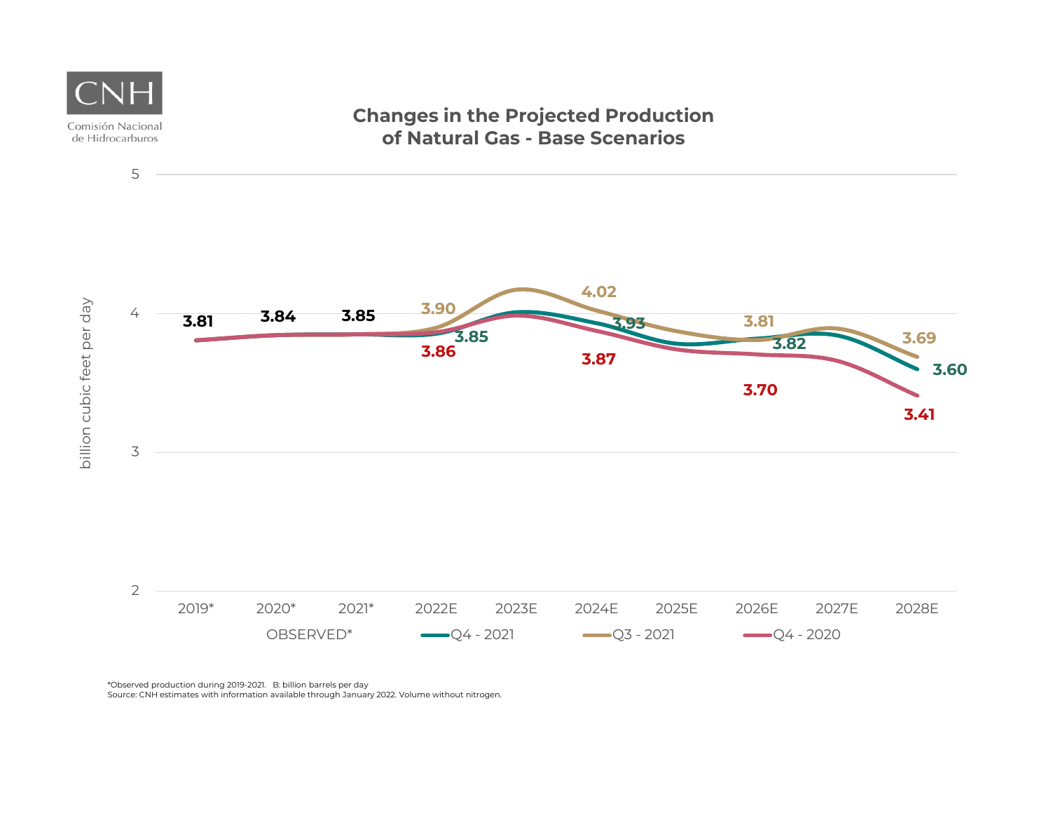CNH

Comisión Nacional de Hidrocarburos

## Changes in the Projected Production of Natural Gas - Base Scenarios

| Year | OBSERVED* | Q4 - 2021 | Q3 - 2021 | Q4 - 2020 |
|---|---|---|---|---|
| 2019* | 3.81 | | | |
| 2020* | 3.84 | | | |
| 2021* | 3.85 | | | |
| 2022E | | 3.85 | 3.90 | 3.86 |
| 2024E | | 3.93 | 4.02 | 3.87 |
| 2026E | | 3.82 | 3.81 | 3.70 |
| 2028E | | 3.60 | 3.69 | 3.41 |

billion cubic feet per day

*Observed production during 2019-2021. B: billion barrels per day
Source: CNH estimates with information available through January 2022. Volume without nitrogen.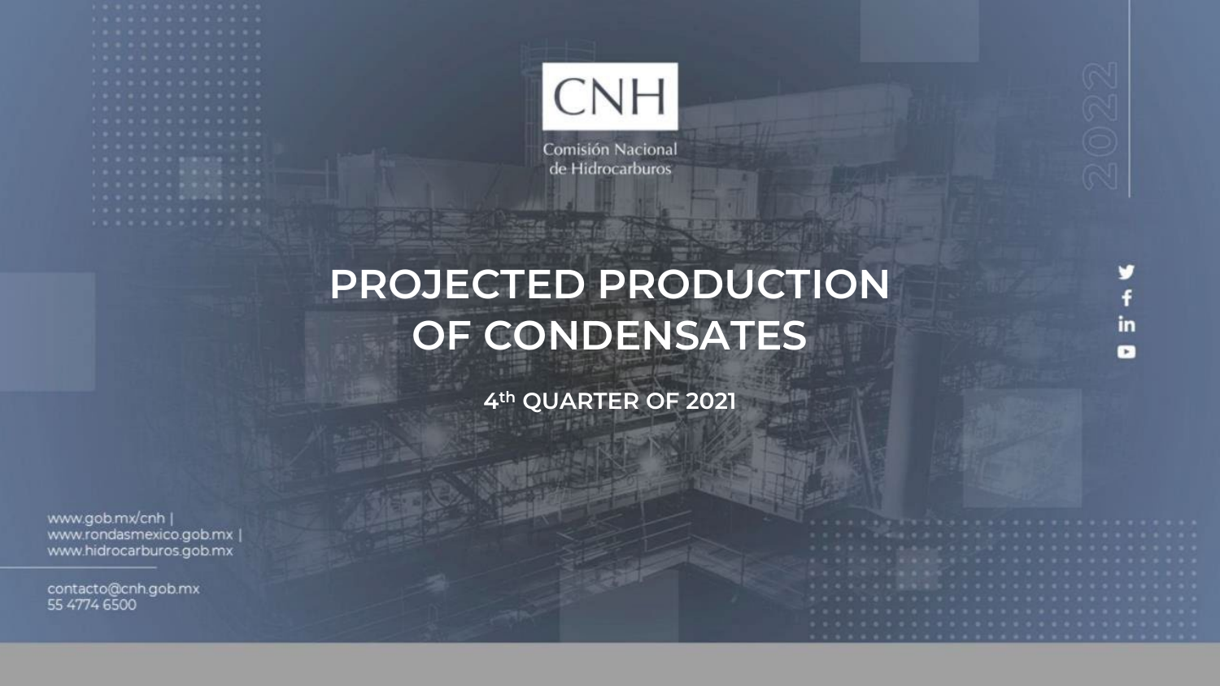CNH

Comisión Nacional de Hidrocarburos

# PROJECTED PRODUCTION OF CONDENSATES

## 4th QUARTER OF 2021

www.gob.mx/cnh | www.rondasmexico.gob.mx | www.hidrocarburos.gob.mx

contacto@cnh.gob.mx
55 4774 6500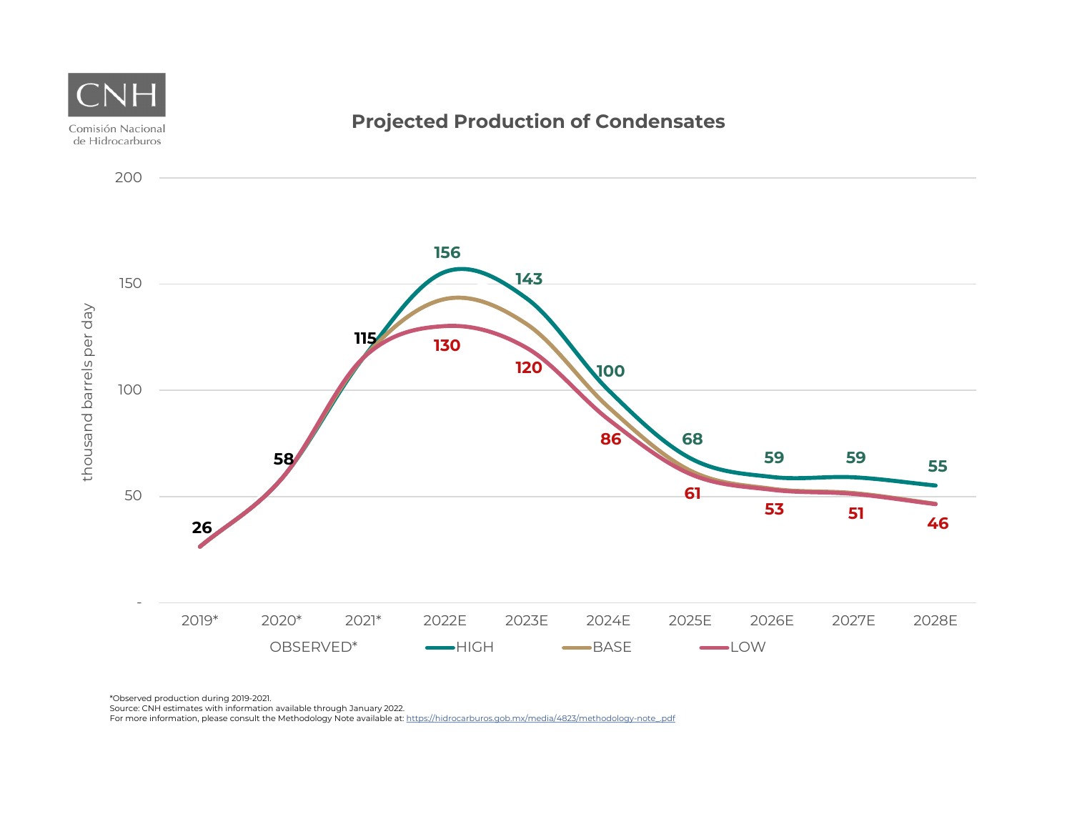CNH

Comisión Nacional de Hidrocarburos

## Projected Production of Condensates

thousand barrels per day

| | 2019* | 2020* | 2021* | 2022E | 2023E | 2024E | 2025E | 2026E | 2027E | 2028E |
|---|---|---|---|---|---|---|---|---|---|---|
| OBSERVED* | 26 | 58 | 115 | | | | | | | |
| HIGH | | | | 156 | 143 | 100 | 68 | 59 | 59 | 55 |
| LOW | | | | 130 | 120 | 86 | 61 | 53 | 51 | 46 |

*Observed production during 2019-2021.
Source: CNH estimates with information available through January 2022.
For more information, please consult the Methodology Note available at: https://hidrocarburos.gob.mx/media/4823/methodology-note_.pdf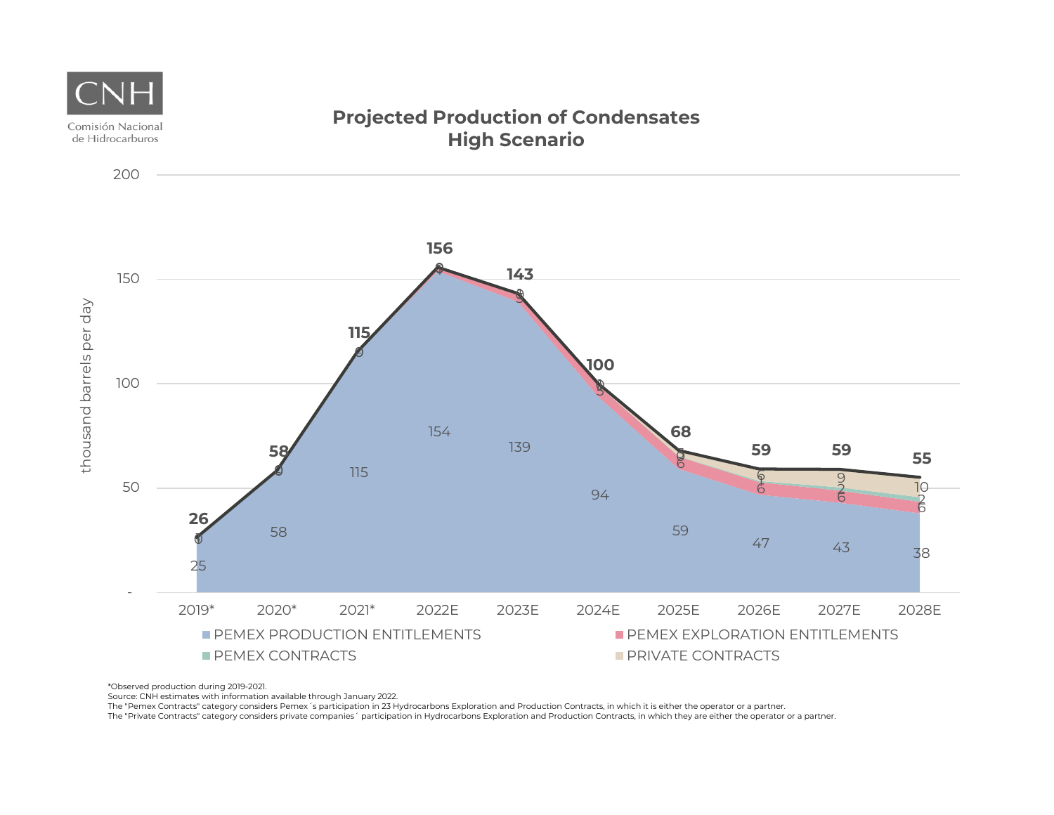CNH

Comisión Nacional de Hidrocarburos

## Projected Production of Condensates High Scenario

thousand barrels per day

| | 2019* | 2020* | 2021* | 2022E | 2023E | 2024E | 2025E | 2026E | 2027E | 2028E |
|---|---|---|---|---|---|---|---|---|---|---|
| PEMEX PRODUCTION ENTITLEMENTS | 25 | 58 | 115 | 154 | 139 | 94 | 59 | 47 | 43 | 38 |
| PEMEX EXPLORATION ENTITLEMENTS | 0 | 0 | 0 | 2 | 3 | 5 | 6 | 6 | 6 | 6 |
| PEMEX CONTRACTS | 0 | 0 | 0 | 0 | 1 | 0 | 0 | 1 | 2 | 2 |
| PRIVATE CONTRACTS | 1 | 0 | 0 | 0 | 0 | 1 | 3 | 6 | 9 | 10 |
| Total | 26 | 58 | 115 | 156 | 143 | 100 | 68 | 59 | 59 | 55 |

*Observed production during 2019-2021.

Source: CNH estimates with information available through January 2022.

The "Pemex Contracts" category considers Pemex´s participation in 23 Hydrocarbons Exploration and Production Contracts, in which it is either the operator or a partner.

The "Private Contracts" category considers private companies´ participation in Hydrocarbons Exploration and Production Contracts, in which they are either the operator or a partner.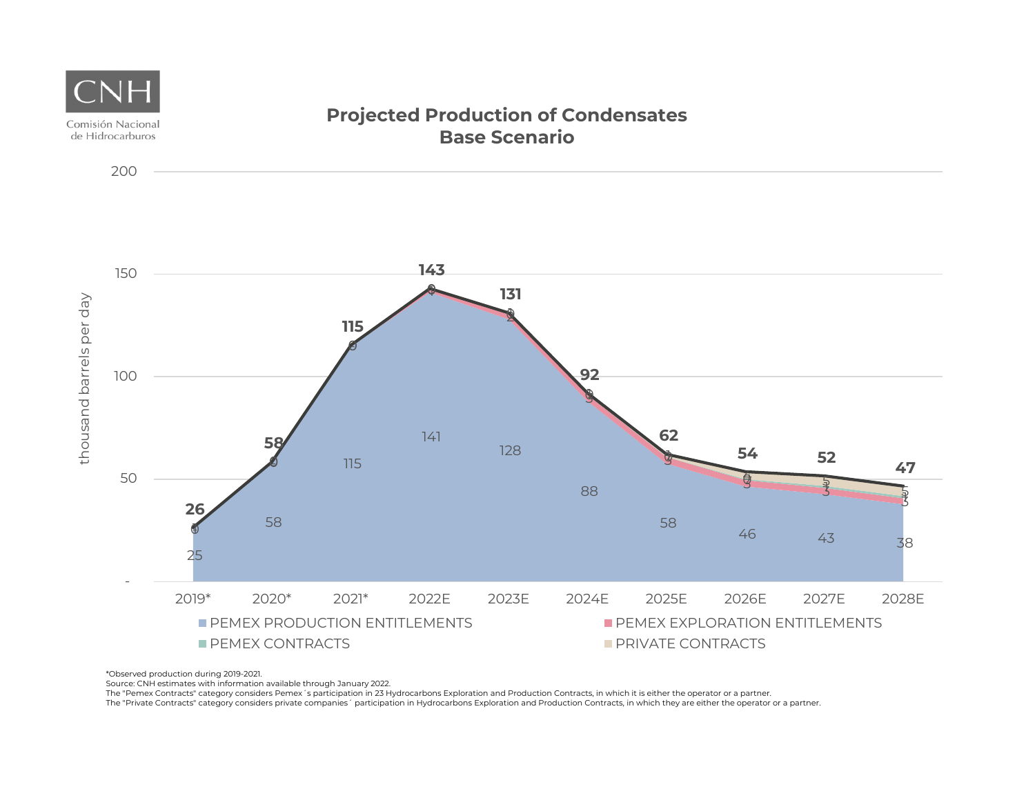CNH
Comisión Nacional de Hidrocarburos

## Projected Production of Condensates
## Base Scenario

thousand barrels per day

| | 2019* | 2020* | 2021* | 2022E | 2023E | 2024E | 2025E | 2026E | 2027E | 2028E |
|---|---|---|---|---|---|---|---|---|---|---|
| PEMEX PRODUCTION ENTITLEMENTS | 25 | 58 | 115 | 141 | 128 | 88 | 58 | 46 | 43 | 38 |
| Total | 26 | 58 | 115 | 143 | 131 | 92 | 62 | 54 | 52 | 47 |

Legend: PEMEX PRODUCTION ENTITLEMENTS, PEMEX EXPLORATION ENTITLEMENTS, PEMEX CONTRACTS, PRIVATE CONTRACTS

*Observed production during 2019-2021.
Source: CNH estimates with information available through January 2022.
The "Pemex Contracts" category considers Pemex´s participation in 23 Hydrocarbons Exploration and Production Contracts, in which it is either the operator or a partner.
The "Private Contracts" category considers private companies´ participation in Hydrocarbons Exploration and Production Contracts, in which they are either the operator or a partner.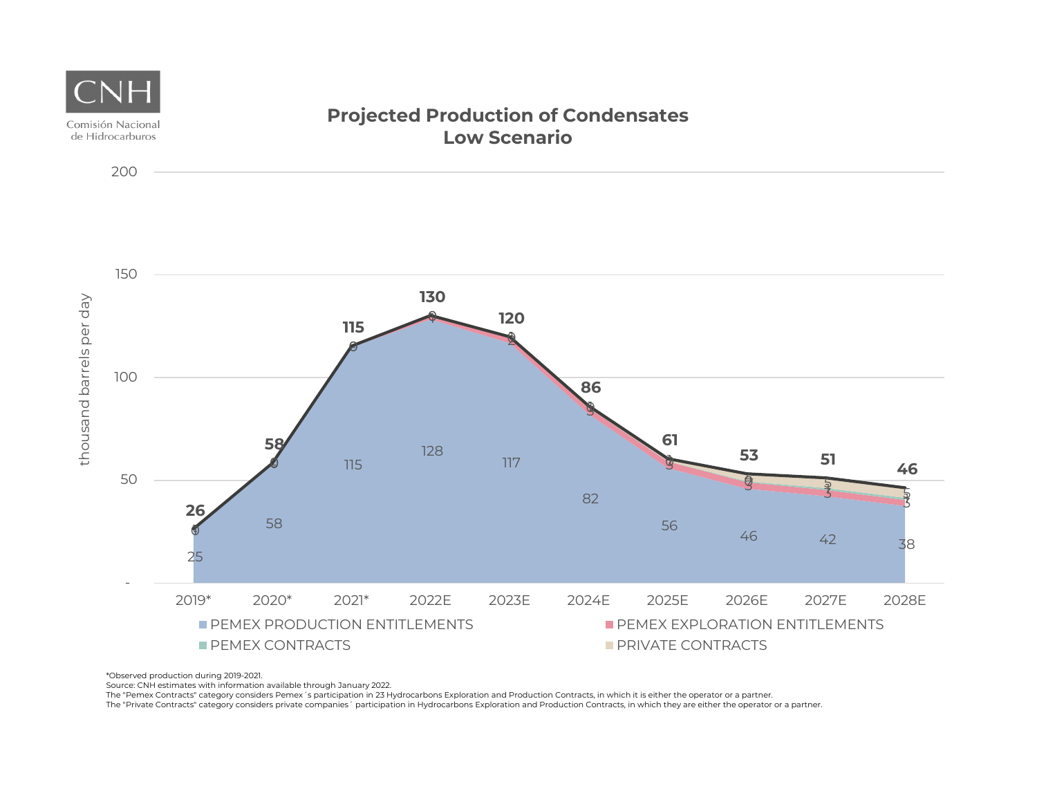CNH

Comisión Nacional de Hidrocarburos

## Projected Production of Condensates
## Low Scenario

thousand barrels per day

| | 2019* | 2020* | 2021* | 2022E | 2023E | 2024E | 2025E | 2026E | 2027E | 2028E |
|---|---|---|---|---|---|---|---|---|---|---|
| PEMEX PRODUCTION ENTITLEMENTS | 25 | 58 | 115 | 128 | 117 | 82 | 56 | 46 | 42 | 38 |
| Total | 26 | 58 | 115 | 130 | 120 | 86 | 61 | 53 | 51 | 46 |

*Observed production during 2019-2021.
Source: CNH estimates with information available through January 2022.
The "Pemex Contracts" category considers Pemex´s participation in 23 Hydrocarbons Exploration and Production Contracts, in which it is either the operator or a partner.
The "Private Contracts" category considers private companies´ participation in Hydrocarbons Exploration and Production Contracts, in which they are either the operator or a partner.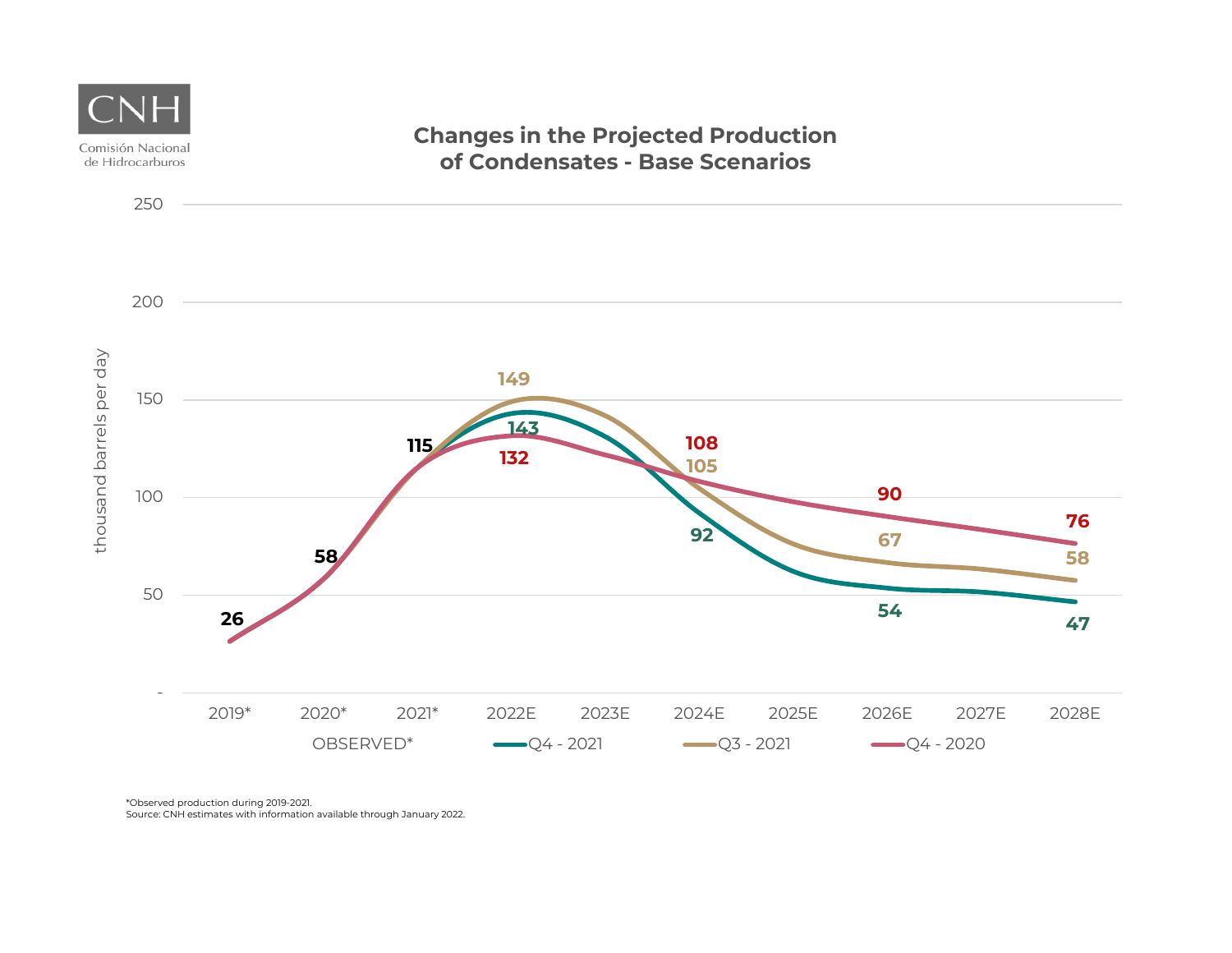CNH

Comisión Nacional de Hidrocarburos

## Changes in the Projected Production of Condensates - Base Scenarios

250

200

150

100

50

-

thousand barrels per day

26

58

115

149

143

132

108

105

92

90

67

54

76

58

47

2019* 2020* 2021* 2022E 2023E 2024E 2025E 2026E 2027E 2028E

OBSERVED* Q4 - 2021 Q3 - 2021 Q4 - 2020

*Observed production during 2019-2021.
Source: CNH estimates with information available through January 2022.